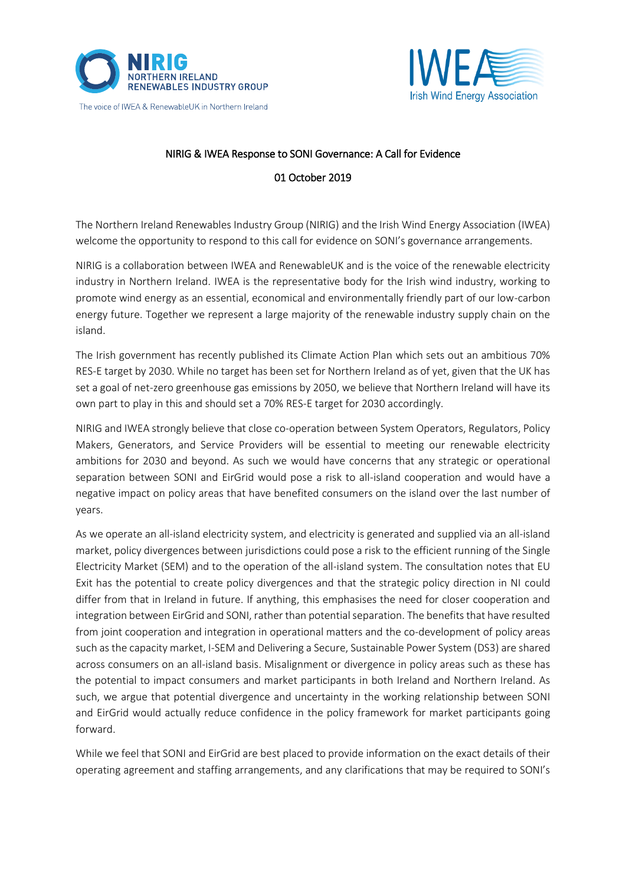NIRIG
NORTHERN IRELAND RENEWABLES INDUSTRY GROUP
The voice of IWEA & RenewableUK in Northern Ireland

IWEA
Irish Wind Energy Association

# NIRIG & IWEA Response to SONI Governance: A Call for Evidence

01 October 2019

The Northern Ireland Renewables Industry Group (NIRIG) and the Irish Wind Energy Association (IWEA) welcome the opportunity to respond to this call for evidence on SONI's governance arrangements.

NIRIG is a collaboration between IWEA and RenewableUK and is the voice of the renewable electricity industry in Northern Ireland. IWEA is the representative body for the Irish wind industry, working to promote wind energy as an essential, economical and environmentally friendly part of our low-carbon energy future. Together we represent a large majority of the renewable industry supply chain on the island.

The Irish government has recently published its Climate Action Plan which sets out an ambitious 70% RES-E target by 2030. While no target has been set for Northern Ireland as of yet, given that the UK has set a goal of net-zero greenhouse gas emissions by 2050, we believe that Northern Ireland will have its own part to play in this and should set a 70% RES-E target for 2030 accordingly.

NIRIG and IWEA strongly believe that close co-operation between System Operators, Regulators, Policy Makers, Generators, and Service Providers will be essential to meeting our renewable electricity ambitions for 2030 and beyond. As such we would have concerns that any strategic or operational separation between SONI and EirGrid would pose a risk to all-island cooperation and would have a negative impact on policy areas that have benefited consumers on the island over the last number of years.

As we operate an all-island electricity system, and electricity is generated and supplied via an all-island market, policy divergences between jurisdictions could pose a risk to the efficient running of the Single Electricity Market (SEM) and to the operation of the all-island system. The consultation notes that EU Exit has the potential to create policy divergences and that the strategic policy direction in NI could differ from that in Ireland in future. If anything, this emphasises the need for closer cooperation and integration between EirGrid and SONI, rather than potential separation. The benefits that have resulted from joint cooperation and integration in operational matters and the co-development of policy areas such as the capacity market, I-SEM and Delivering a Secure, Sustainable Power System (DS3) are shared across consumers on an all-island basis. Misalignment or divergence in policy areas such as these has the potential to impact consumers and market participants in both Ireland and Northern Ireland. As such, we argue that potential divergence and uncertainty in the working relationship between SONI and EirGrid would actually reduce confidence in the policy framework for market participants going forward.

While we feel that SONI and EirGrid are best placed to provide information on the exact details of their operating agreement and staffing arrangements, and any clarifications that may be required to SONI's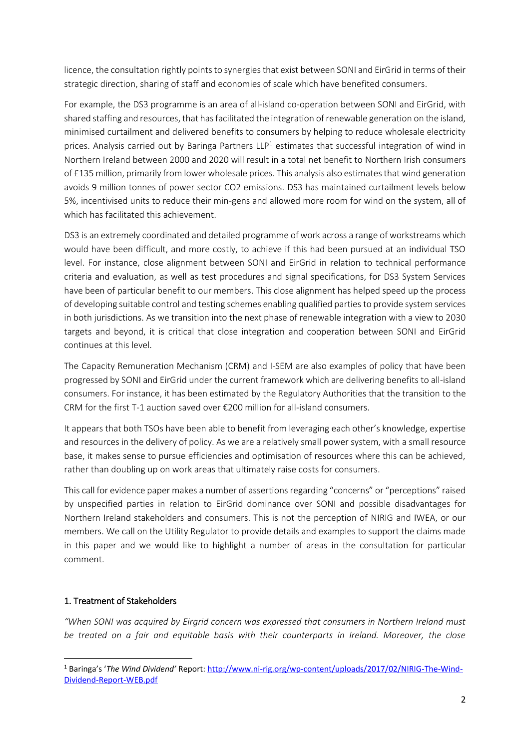licence, the consultation rightly points to synergies that exist between SONI and EirGrid in terms of their strategic direction, sharing of staff and economies of scale which have benefited consumers.

For example, the DS3 programme is an area of all-island co-operation between SONI and EirGrid, with shared staffing and resources, that has facilitated the integration of renewable generation on the island, minimised curtailment and delivered benefits to consumers by helping to reduce wholesale electricity prices. Analysis carried out by Baringa Partners LLP[1] estimates that successful integration of wind in Northern Ireland between 2000 and 2020 will result in a total net benefit to Northern Irish consumers of £135 million, primarily from lower wholesale prices. This analysis also estimates that wind generation avoids 9 million tonnes of power sector $CO_2$ emissions. DS3 has maintained curtailment levels below 5%, incentivised units to reduce their min-gens and allowed more room for wind on the system, all of which has facilitated this achievement.

DS3 is an extremely coordinated and detailed programme of work across a range of workstreams which would have been difficult, and more costly, to achieve if this had been pursued at an individual TSO level. For instance, close alignment between SONI and EirGrid in relation to technical performance criteria and evaluation, as well as test procedures and signal specifications, for DS3 System Services have been of particular benefit to our members. This close alignment has helped speed up the process of developing suitable control and testing schemes enabling qualified parties to provide system services in both jurisdictions. As we transition into the next phase of renewable integration with a view to 2030 targets and beyond, it is critical that close integration and cooperation between SONI and EirGrid continues at this level.

The Capacity Remuneration Mechanism (CRM) and I-SEM are also examples of policy that have been progressed by SONI and EirGrid under the current framework which are delivering benefits to all-island consumers. For instance, it has been estimated by the Regulatory Authorities that the transition to the CRM for the first T-1 auction saved over €200 million for all-island consumers.

It appears that both TSOs have been able to benefit from leveraging each other's knowledge, expertise and resources in the delivery of policy. As we are a relatively small power system, with a small resource base, it makes sense to pursue efficiencies and optimisation of resources where this can be achieved, rather than doubling up on work areas that ultimately raise costs for consumers.

This call for evidence paper makes a number of assertions regarding "concerns" or "perceptions" raised by unspecified parties in relation to EirGrid dominance over SONI and possible disadvantages for Northern Ireland stakeholders and consumers. This is not the perception of NIRIG and IWEA, or our members. We call on the Utility Regulator to provide details and examples to support the claims made in this paper and we would like to highlight a number of areas in the consultation for particular comment.

## 1. Treatment of Stakeholders

*"When SONI was acquired by Eirgrid concern was expressed that consumers in Northern Ireland must be treated on a fair and equitable basis with their counterparts in Ireland. Moreover, the close*

---

[1] Baringa's '*The Wind Dividend*' Report: http://www.ni-rig.org/wp-content/uploads/2017/02/NIRIG-The-Wind-Dividend-Report-WEB.pdf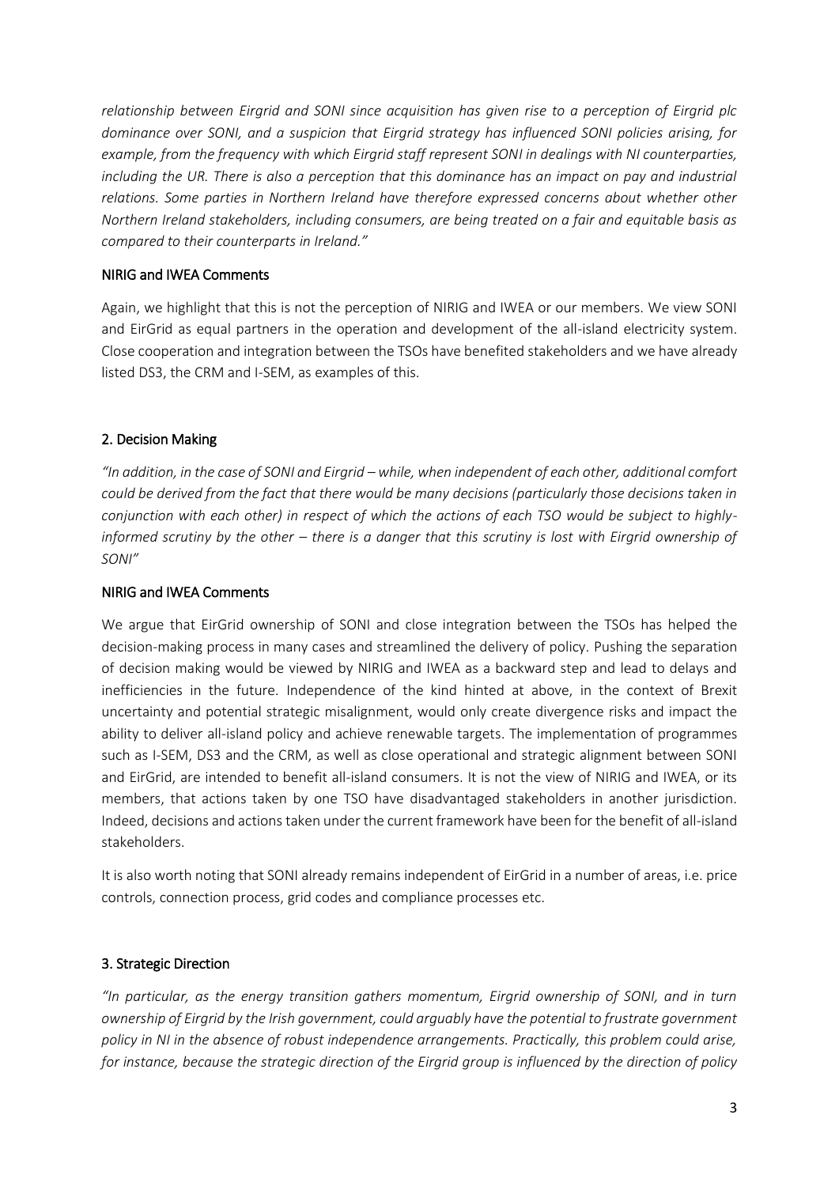*relationship between Eirgrid and SONI since acquisition has given rise to a perception of Eirgrid plc dominance over SONI, and a suspicion that Eirgrid strategy has influenced SONI policies arising, for example, from the frequency with which Eirgrid staff represent SONI in dealings with NI counterparties, including the UR. There is also a perception that this dominance has an impact on pay and industrial relations. Some parties in Northern Ireland have therefore expressed concerns about whether other Northern Ireland stakeholders, including consumers, are being treated on a fair and equitable basis as compared to their counterparts in Ireland."*

NIRIG and IWEA Comments

Again, we highlight that this is not the perception of NIRIG and IWEA or our members. We view SONI and EirGrid as equal partners in the operation and development of the all-island electricity system. Close cooperation and integration between the TSOs have benefited stakeholders and we have already listed DS3, the CRM and I-SEM, as examples of this.

2. Decision Making

*"In addition, in the case of SONI and Eirgrid – while, when independent of each other, additional comfort could be derived from the fact that there would be many decisions (particularly those decisions taken in conjunction with each other) in respect of which the actions of each TSO would be subject to highly-informed scrutiny by the other – there is a danger that this scrutiny is lost with Eirgrid ownership of SONI"*

NIRIG and IWEA Comments

We argue that EirGrid ownership of SONI and close integration between the TSOs has helped the decision-making process in many cases and streamlined the delivery of policy. Pushing the separation of decision making would be viewed by NIRIG and IWEA as a backward step and lead to delays and inefficiencies in the future. Independence of the kind hinted at above, in the context of Brexit uncertainty and potential strategic misalignment, would only create divergence risks and impact the ability to deliver all-island policy and achieve renewable targets. The implementation of programmes such as I-SEM, DS3 and the CRM, as well as close operational and strategic alignment between SONI and EirGrid, are intended to benefit all-island consumers. It is not the view of NIRIG and IWEA, or its members, that actions taken by one TSO have disadvantaged stakeholders in another jurisdiction. Indeed, decisions and actions taken under the current framework have been for the benefit of all-island stakeholders.

It is also worth noting that SONI already remains independent of EirGrid in a number of areas, i.e. price controls, connection process, grid codes and compliance processes etc.

3. Strategic Direction

*"In particular, as the energy transition gathers momentum, Eirgrid ownership of SONI, and in turn ownership of Eirgrid by the Irish government, could arguably have the potential to frustrate government policy in NI in the absence of robust independence arrangements. Practically, this problem could arise, for instance, because the strategic direction of the Eirgrid group is influenced by the direction of policy*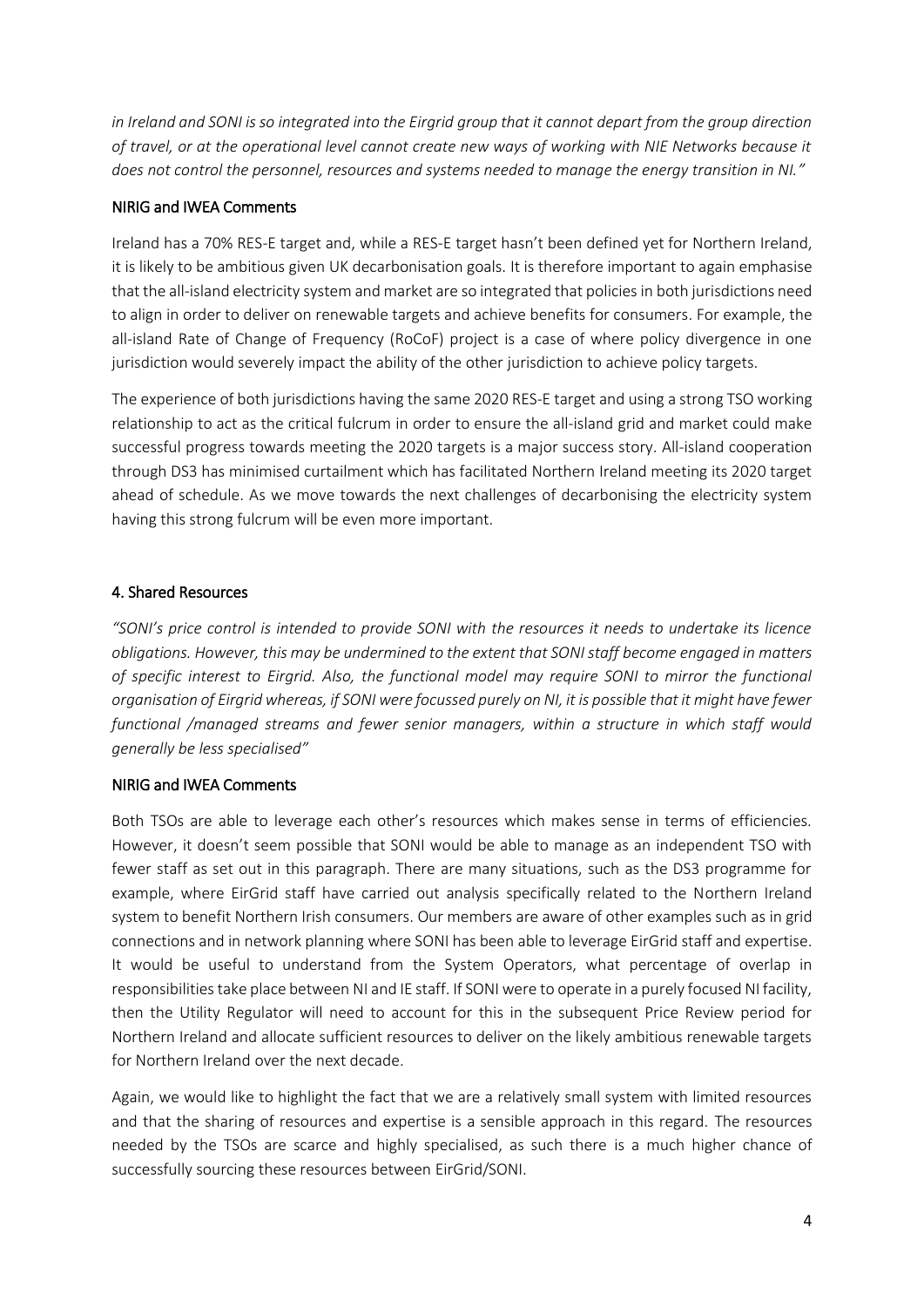*in Ireland and SONI is so integrated into the Eirgrid group that it cannot depart from the group direction of travel, or at the operational level cannot create new ways of working with NIE Networks because it does not control the personnel, resources and systems needed to manage the energy transition in NI."*

NIRIG and IWEA Comments

Ireland has a 70% RES-E target and, while a RES-E target hasn't been defined yet for Northern Ireland, it is likely to be ambitious given UK decarbonisation goals. It is therefore important to again emphasise that the all-island electricity system and market are so integrated that policies in both jurisdictions need to align in order to deliver on renewable targets and achieve benefits for consumers. For example, the all-island Rate of Change of Frequency (RoCoF) project is a case of where policy divergence in one jurisdiction would severely impact the ability of the other jurisdiction to achieve policy targets.

The experience of both jurisdictions having the same 2020 RES-E target and using a strong TSO working relationship to act as the critical fulcrum in order to ensure the all-island grid and market could make successful progress towards meeting the 2020 targets is a major success story. All-island cooperation through DS3 has minimised curtailment which has facilitated Northern Ireland meeting its 2020 target ahead of schedule. As we move towards the next challenges of decarbonising the electricity system having this strong fulcrum will be even more important.

## 4. Shared Resources

*"SONI's price control is intended to provide SONI with the resources it needs to undertake its licence obligations. However, this may be undermined to the extent that SONI staff become engaged in matters of specific interest to Eirgrid. Also, the functional model may require SONI to mirror the functional organisation of Eirgrid whereas, if SONI were focussed purely on NI, it is possible that it might have fewer functional /managed streams and fewer senior managers, within a structure in which staff would generally be less specialised"*

NIRIG and IWEA Comments

Both TSOs are able to leverage each other's resources which makes sense in terms of efficiencies. However, it doesn't seem possible that SONI would be able to manage as an independent TSO with fewer staff as set out in this paragraph. There are many situations, such as the DS3 programme for example, where EirGrid staff have carried out analysis specifically related to the Northern Ireland system to benefit Northern Irish consumers. Our members are aware of other examples such as in grid connections and in network planning where SONI has been able to leverage EirGrid staff and expertise. It would be useful to understand from the System Operators, what percentage of overlap in responsibilities take place between NI and IE staff. If SONI were to operate in a purely focused NI facility, then the Utility Regulator will need to account for this in the subsequent Price Review period for Northern Ireland and allocate sufficient resources to deliver on the likely ambitious renewable targets for Northern Ireland over the next decade.

Again, we would like to highlight the fact that we are a relatively small system with limited resources and that the sharing of resources and expertise is a sensible approach in this regard. The resources needed by the TSOs are scarce and highly specialised, as such there is a much higher chance of successfully sourcing these resources between EirGrid/SONI.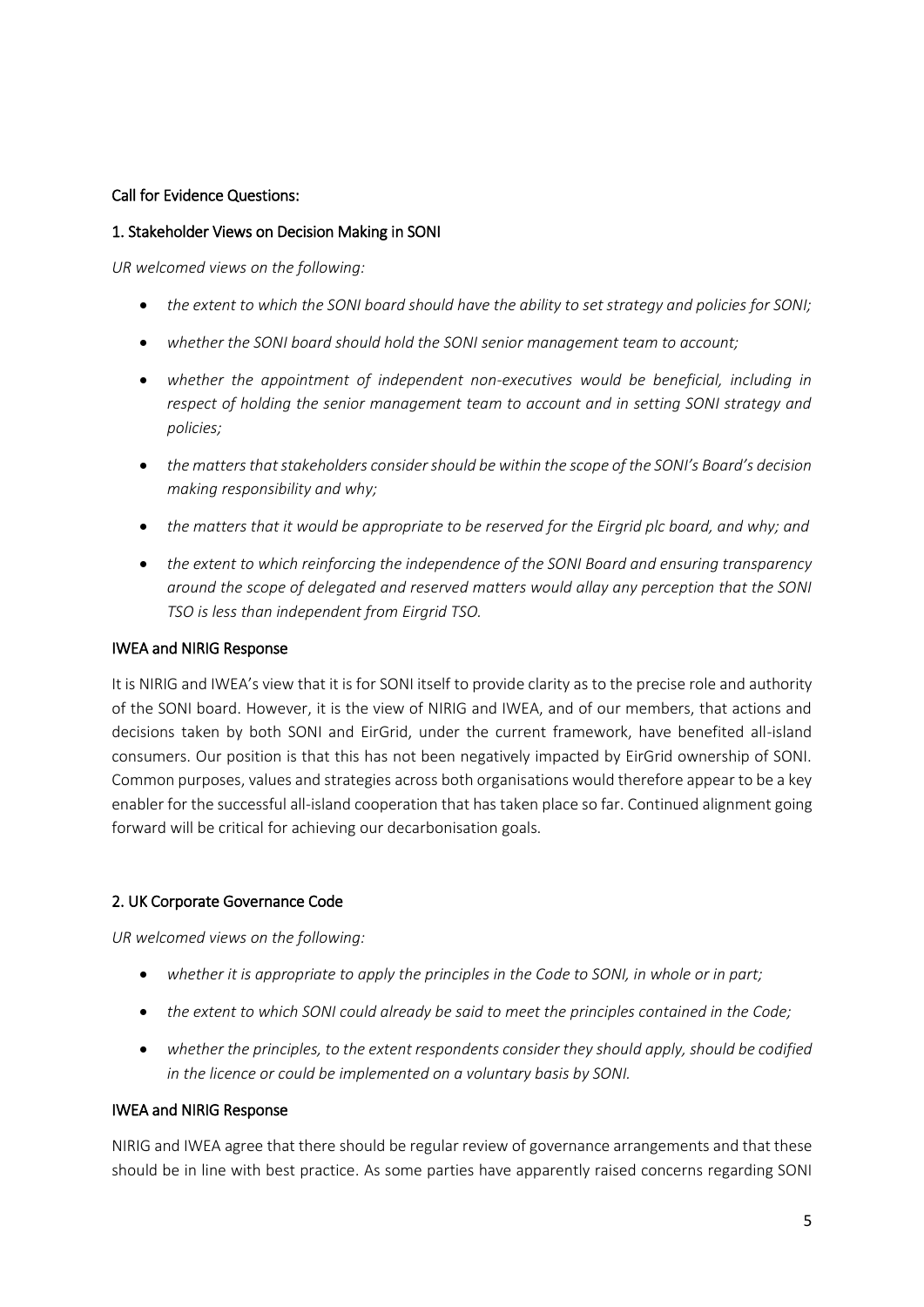## Call for Evidence Questions:

### 1. Stakeholder Views on Decision Making in SONI

*UR welcomed views on the following:*

- *the extent to which the SONI board should have the ability to set strategy and policies for SONI;*
- *whether the SONI board should hold the SONI senior management team to account;*
- *whether the appointment of independent non-executives would be beneficial, including in respect of holding the senior management team to account and in setting SONI strategy and policies;*
- *the matters that stakeholders consider should be within the scope of the SONI's Board's decision making responsibility and why;*
- *the matters that it would be appropriate to be reserved for the Eirgrid plc board, and why; and*
- *the extent to which reinforcing the independence of the SONI Board and ensuring transparency around the scope of delegated and reserved matters would allay any perception that the SONI TSO is less than independent from Eirgrid TSO.*

### IWEA and NIRIG Response

It is NIRIG and IWEA's view that it is for SONI itself to provide clarity as to the precise role and authority of the SONI board. However, it is the view of NIRIG and IWEA, and of our members, that actions and decisions taken by both SONI and EirGrid, under the current framework, have benefited all-island consumers. Our position is that this has not been negatively impacted by EirGrid ownership of SONI. Common purposes, values and strategies across both organisations would therefore appear to be a key enabler for the successful all-island cooperation that has taken place so far. Continued alignment going forward will be critical for achieving our decarbonisation goals.

### 2. UK Corporate Governance Code

*UR welcomed views on the following:*

- *whether it is appropriate to apply the principles in the Code to SONI, in whole or in part;*
- *the extent to which SONI could already be said to meet the principles contained in the Code;*
- *whether the principles, to the extent respondents consider they should apply, should be codified in the licence or could be implemented on a voluntary basis by SONI.*

### IWEA and NIRIG Response

NIRIG and IWEA agree that there should be regular review of governance arrangements and that these should be in line with best practice. As some parties have apparently raised concerns regarding SONI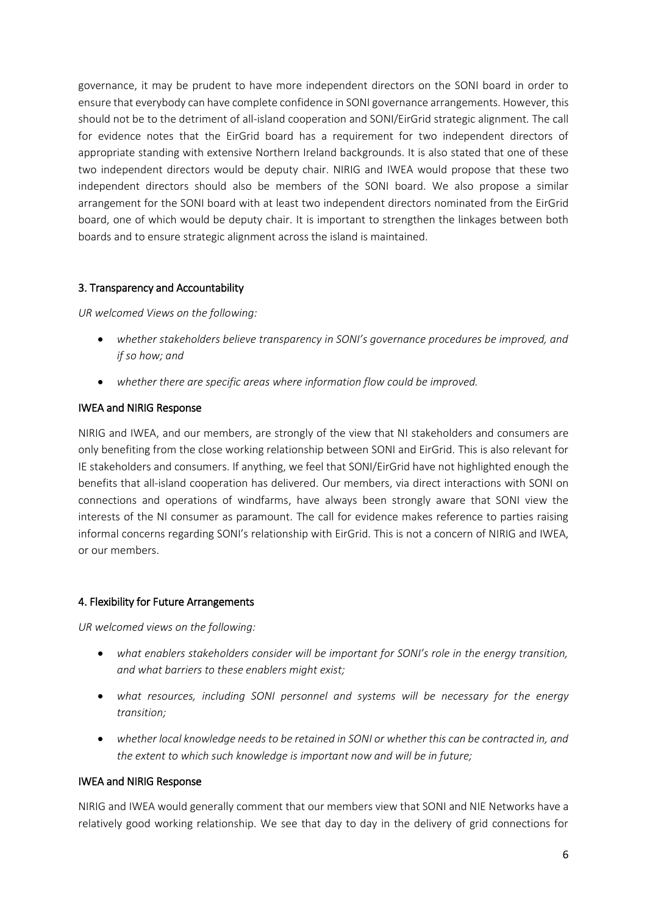governance, it may be prudent to have more independent directors on the SONI board in order to ensure that everybody can have complete confidence in SONI governance arrangements. However, this should not be to the detriment of all-island cooperation and SONI/EirGrid strategic alignment. The call for evidence notes that the EirGrid board has a requirement for two independent directors of appropriate standing with extensive Northern Ireland backgrounds. It is also stated that one of these two independent directors would be deputy chair. NIRIG and IWEA would propose that these two independent directors should also be members of the SONI board. We also propose a similar arrangement for the SONI board with at least two independent directors nominated from the EirGrid board, one of which would be deputy chair. It is important to strengthen the linkages between both boards and to ensure strategic alignment across the island is maintained.

## 3. Transparency and Accountability

*UR welcomed Views on the following:*

- *whether stakeholders believe transparency in SONI's governance procedures be improved, and if so how; and*
- *whether there are specific areas where information flow could be improved.*

### IWEA and NIRIG Response

NIRIG and IWEA, and our members, are strongly of the view that NI stakeholders and consumers are only benefiting from the close working relationship between SONI and EirGrid. This is also relevant for IE stakeholders and consumers. If anything, we feel that SONI/EirGrid have not highlighted enough the benefits that all-island cooperation has delivered. Our members, via direct interactions with SONI on connections and operations of windfarms, have always been strongly aware that SONI view the interests of the NI consumer as paramount. The call for evidence makes reference to parties raising informal concerns regarding SONI's relationship with EirGrid. This is not a concern of NIRIG and IWEA, or our members.

## 4. Flexibility for Future Arrangements

*UR welcomed views on the following:*

- *what enablers stakeholders consider will be important for SONI's role in the energy transition, and what barriers to these enablers might exist;*
- *what resources, including SONI personnel and systems will be necessary for the energy transition;*
- *whether local knowledge needs to be retained in SONI or whether this can be contracted in, and the extent to which such knowledge is important now and will be in future;*

### IWEA and NIRIG Response

NIRIG and IWEA would generally comment that our members view that SONI and NIE Networks have a relatively good working relationship. We see that day to day in the delivery of grid connections for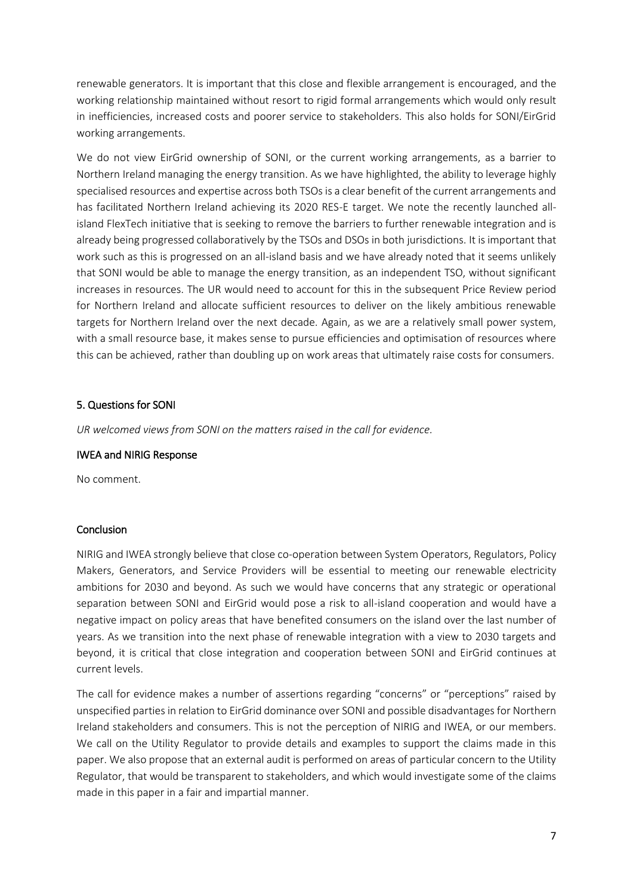renewable generators. It is important that this close and flexible arrangement is encouraged, and the working relationship maintained without resort to rigid formal arrangements which would only result in inefficiencies, increased costs and poorer service to stakeholders. This also holds for SONI/EirGrid working arrangements.

We do not view EirGrid ownership of SONI, or the current working arrangements, as a barrier to Northern Ireland managing the energy transition. As we have highlighted, the ability to leverage highly specialised resources and expertise across both TSOs is a clear benefit of the current arrangements and has facilitated Northern Ireland achieving its 2020 RES-E target. We note the recently launched all-island FlexTech initiative that is seeking to remove the barriers to further renewable integration and is already being progressed collaboratively by the TSOs and DSOs in both jurisdictions. It is important that work such as this is progressed on an all-island basis and we have already noted that it seems unlikely that SONI would be able to manage the energy transition, as an independent TSO, without significant increases in resources. The UR would need to account for this in the subsequent Price Review period for Northern Ireland and allocate sufficient resources to deliver on the likely ambitious renewable targets for Northern Ireland over the next decade. Again, as we are a relatively small power system, with a small resource base, it makes sense to pursue efficiencies and optimisation of resources where this can be achieved, rather than doubling up on work areas that ultimately raise costs for consumers.

## 5. Questions for SONI

*UR welcomed views from SONI on the matters raised in the call for evidence.*

### IWEA and NIRIG Response

No comment.

## Conclusion

NIRIG and IWEA strongly believe that close co-operation between System Operators, Regulators, Policy Makers, Generators, and Service Providers will be essential to meeting our renewable electricity ambitions for 2030 and beyond. As such we would have concerns that any strategic or operational separation between SONI and EirGrid would pose a risk to all-island cooperation and would have a negative impact on policy areas that have benefited consumers on the island over the last number of years. As we transition into the next phase of renewable integration with a view to 2030 targets and beyond, it is critical that close integration and cooperation between SONI and EirGrid continues at current levels.

The call for evidence makes a number of assertions regarding "concerns" or "perceptions" raised by unspecified parties in relation to EirGrid dominance over SONI and possible disadvantages for Northern Ireland stakeholders and consumers. This is not the perception of NIRIG and IWEA, or our members. We call on the Utility Regulator to provide details and examples to support the claims made in this paper. We also propose that an external audit is performed on areas of particular concern to the Utility Regulator, that would be transparent to stakeholders, and which would investigate some of the claims made in this paper in a fair and impartial manner.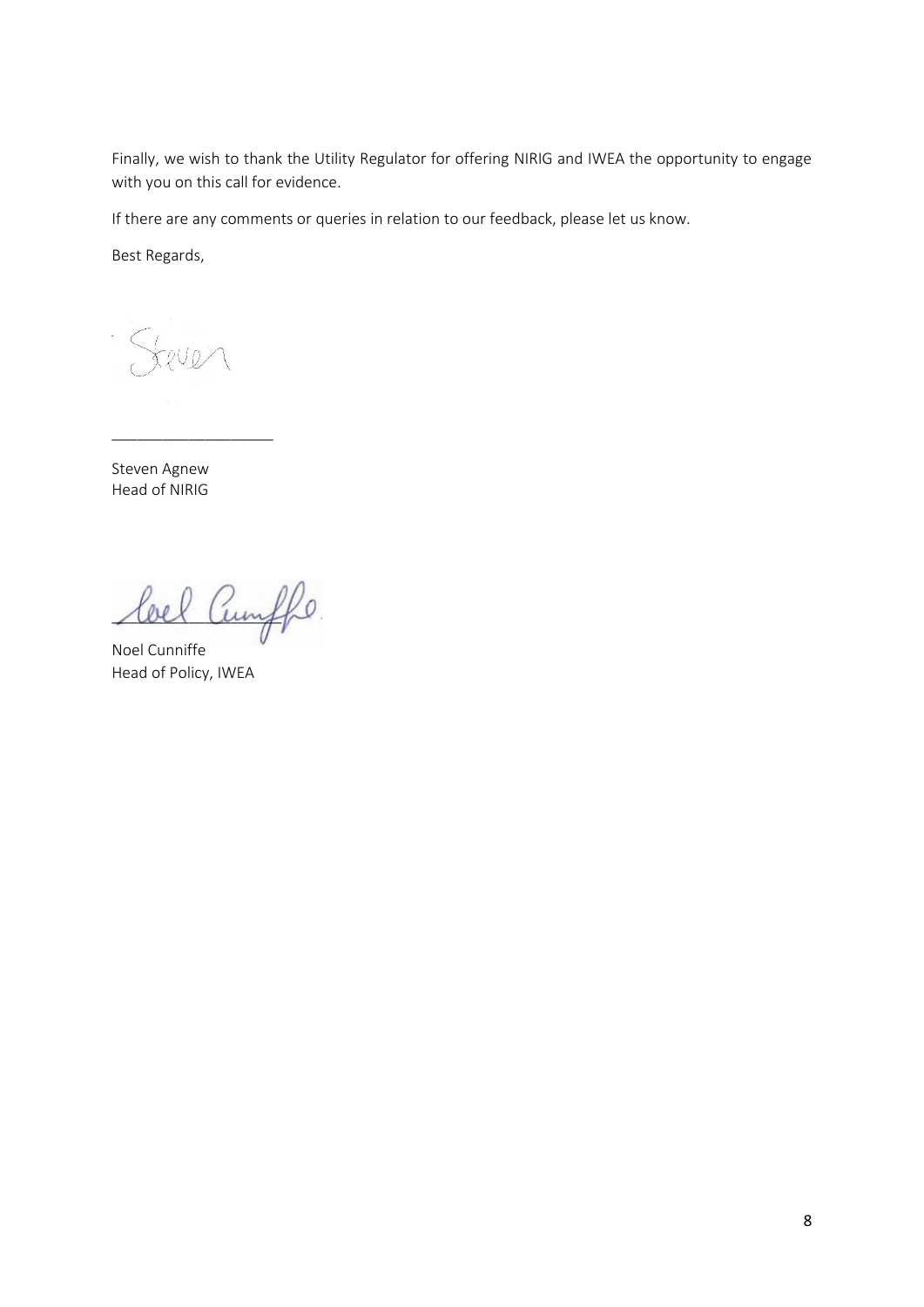Finally, we wish to thank the Utility Regulator for offering NIRIG and IWEA the opportunity to engage with you on this call for evidence.

If there are any comments or queries in relation to our feedback, please let us know.

Best Regards,

___________________

Steven Agnew
Head of NIRIG

Noel Cunniffe
Head of Policy, IWEA